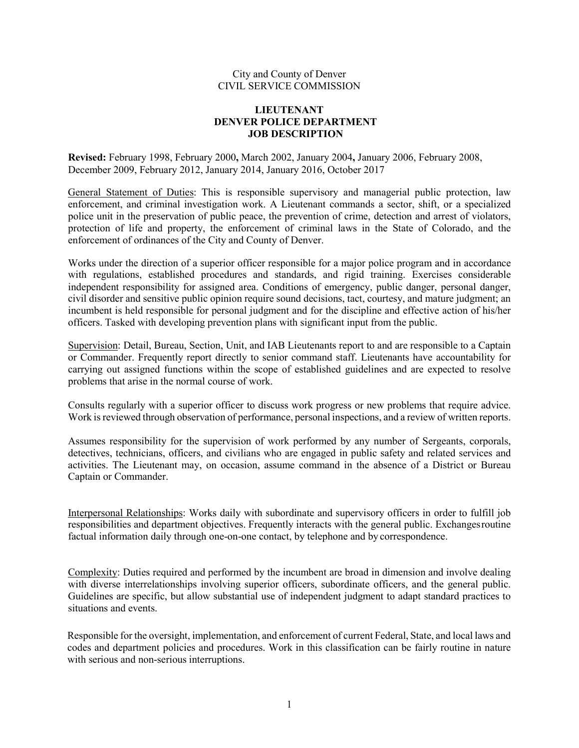City and County of Denver
CIVIL SERVICE COMMISSION

# LIEUTENANT
# DENVER POLICE DEPARTMENT
# JOB DESCRIPTION

**Revised:** February 1998, February 2000**,** March 2002, January 2004**,** January 2006, February 2008, December 2009, February 2012, January 2014, January 2016, October 2017

General Statement of Duties: This is responsible supervisory and managerial public protection, law enforcement, and criminal investigation work. A Lieutenant commands a sector, shift, or a specialized police unit in the preservation of public peace, the prevention of crime, detection and arrest of violators, protection of life and property, the enforcement of criminal laws in the State of Colorado, and the enforcement of ordinances of the City and County of Denver.

Works under the direction of a superior officer responsible for a major police program and in accordance with regulations, established procedures and standards, and rigid training. Exercises considerable independent responsibility for assigned area. Conditions of emergency, public danger, personal danger, civil disorder and sensitive public opinion require sound decisions, tact, courtesy, and mature judgment; an incumbent is held responsible for personal judgment and for the discipline and effective action of his/her officers. Tasked with developing prevention plans with significant input from the public.

Supervision: Detail, Bureau, Section, Unit, and IAB Lieutenants report to and are responsible to a Captain or Commander. Frequently report directly to senior command staff. Lieutenants have accountability for carrying out assigned functions within the scope of established guidelines and are expected to resolve problems that arise in the normal course of work.

Consults regularly with a superior officer to discuss work progress or new problems that require advice. Work is reviewed through observation of performance, personal inspections, and a review of written reports.

Assumes responsibility for the supervision of work performed by any number of Sergeants, corporals, detectives, technicians, officers, and civilians who are engaged in public safety and related services and activities. The Lieutenant may, on occasion, assume command in the absence of a District or Bureau Captain or Commander.

Interpersonal Relationships: Works daily with subordinate and supervisory officers in order to fulfill job responsibilities and department objectives. Frequently interacts with the general public. Exchanges routine factual information daily through one-on-one contact, by telephone and by correspondence.

Complexity: Duties required and performed by the incumbent are broad in dimension and involve dealing with diverse interrelationships involving superior officers, subordinate officers, and the general public. Guidelines are specific, but allow substantial use of independent judgment to adapt standard practices to situations and events.

Responsible for the oversight, implementation, and enforcement of current Federal, State, and local laws and codes and department policies and procedures. Work in this classification can be fairly routine in nature with serious and non-serious interruptions.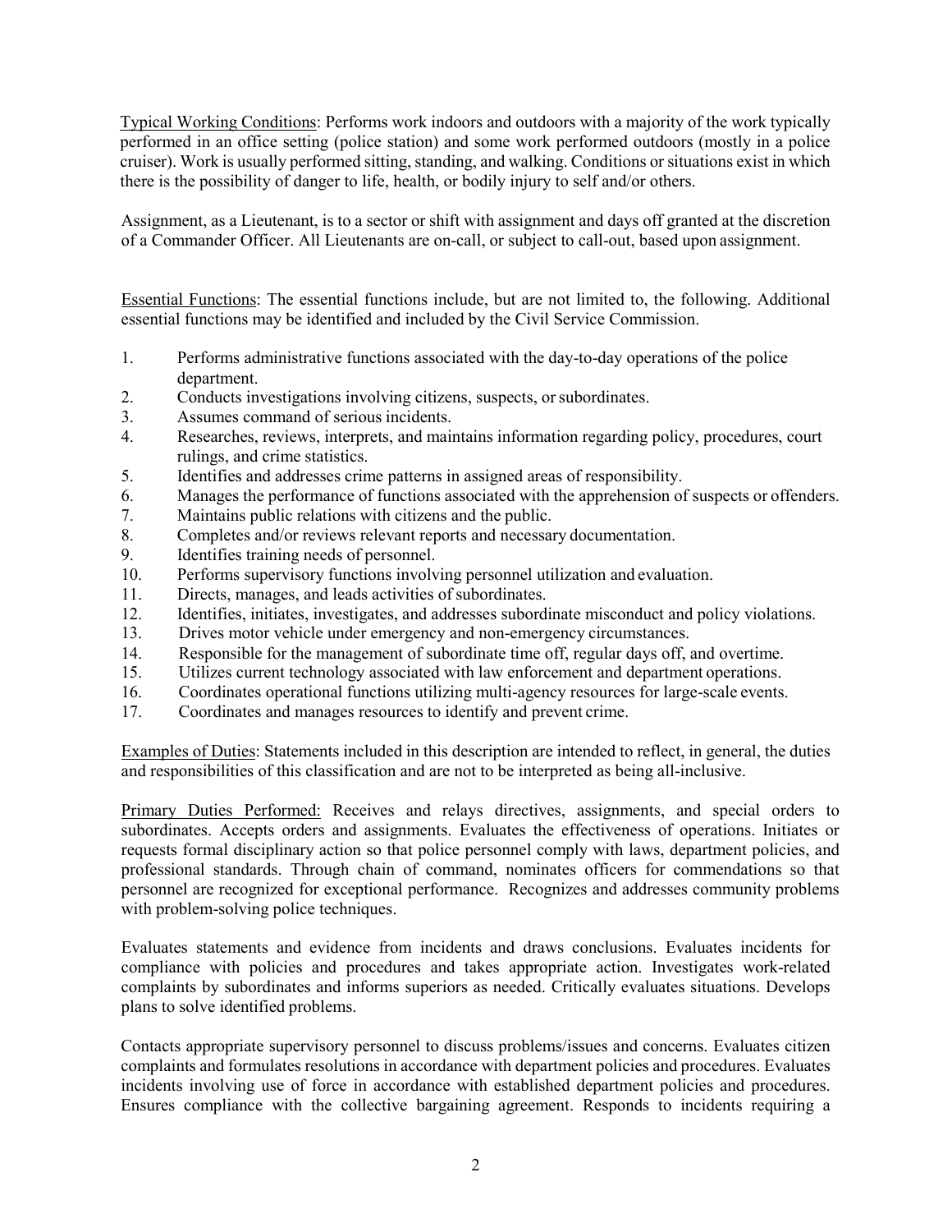Typical Working Conditions: Performs work indoors and outdoors with a majority of the work typically performed in an office setting (police station) and some work performed outdoors (mostly in a police cruiser). Work is usually performed sitting, standing, and walking. Conditions or situations exist in which there is the possibility of danger to life, health, or bodily injury to self and/or others.

Assignment, as a Lieutenant, is to a sector or shift with assignment and days off granted at the discretion of a Commander Officer. All Lieutenants are on-call, or subject to call-out, based upon assignment.

Essential Functions: The essential functions include, but are not limited to, the following. Additional essential functions may be identified and included by the Civil Service Commission.

1. Performs administrative functions associated with the day-to-day operations of the police department.
2. Conducts investigations involving citizens, suspects, or subordinates.
3. Assumes command of serious incidents.
4. Researches, reviews, interprets, and maintains information regarding policy, procedures, court rulings, and crime statistics.
5. Identifies and addresses crime patterns in assigned areas of responsibility.
6. Manages the performance of functions associated with the apprehension of suspects or offenders.
7. Maintains public relations with citizens and the public.
8. Completes and/or reviews relevant reports and necessary documentation.
9. Identifies training needs of personnel.
10. Performs supervisory functions involving personnel utilization and evaluation.
11. Directs, manages, and leads activities of subordinates.
12. Identifies, initiates, investigates, and addresses subordinate misconduct and policy violations.
13. Drives motor vehicle under emergency and non-emergency circumstances.
14. Responsible for the management of subordinate time off, regular days off, and overtime.
15. Utilizes current technology associated with law enforcement and department operations.
16. Coordinates operational functions utilizing multi-agency resources for large-scale events.
17. Coordinates and manages resources to identify and prevent crime.

Examples of Duties: Statements included in this description are intended to reflect, in general, the duties and responsibilities of this classification and are not to be interpreted as being all-inclusive.

Primary Duties Performed: Receives and relays directives, assignments, and special orders to subordinates. Accepts orders and assignments. Evaluates the effectiveness of operations. Initiates or requests formal disciplinary action so that police personnel comply with laws, department policies, and professional standards. Through chain of command, nominates officers for commendations so that personnel are recognized for exceptional performance. Recognizes and addresses community problems with problem-solving police techniques.

Evaluates statements and evidence from incidents and draws conclusions. Evaluates incidents for compliance with policies and procedures and takes appropriate action. Investigates work-related complaints by subordinates and informs superiors as needed. Critically evaluates situations. Develops plans to solve identified problems.

Contacts appropriate supervisory personnel to discuss problems/issues and concerns. Evaluates citizen complaints and formulates resolutions in accordance with department policies and procedures. Evaluates incidents involving use of force in accordance with established department policies and procedures. Ensures compliance with the collective bargaining agreement. Responds to incidents requiring a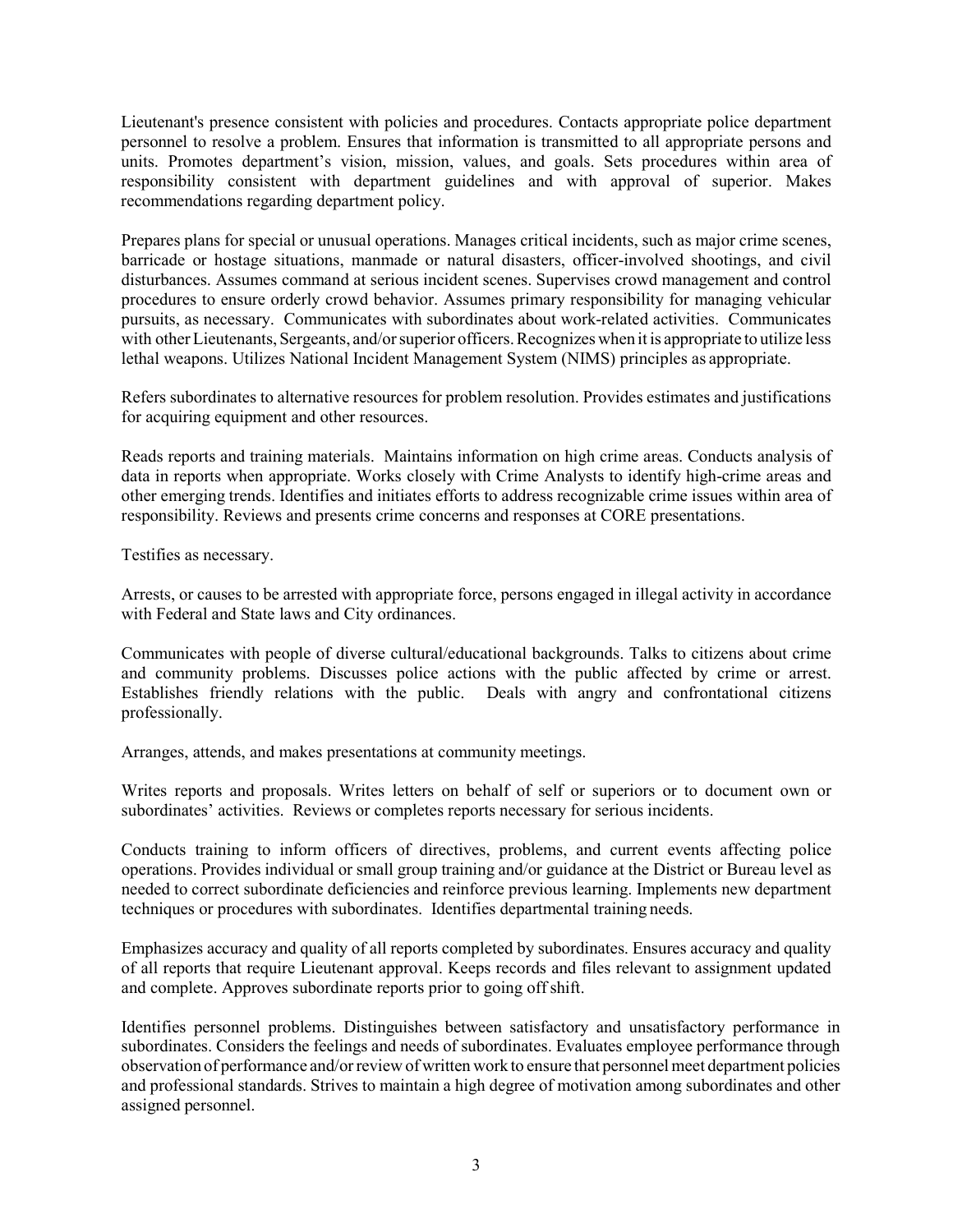Lieutenant's presence consistent with policies and procedures. Contacts appropriate police department personnel to resolve a problem. Ensures that information is transmitted to all appropriate persons and units. Promotes department's vision, mission, values, and goals. Sets procedures within area of responsibility consistent with department guidelines and with approval of superior. Makes recommendations regarding department policy.

Prepares plans for special or unusual operations. Manages critical incidents, such as major crime scenes, barricade or hostage situations, manmade or natural disasters, officer-involved shootings, and civil disturbances. Assumes command at serious incident scenes. Supervises crowd management and control procedures to ensure orderly crowd behavior. Assumes primary responsibility for managing vehicular pursuits, as necessary. Communicates with subordinates about work-related activities. Communicates with other Lieutenants, Sergeants, and/or superior officers. Recognizes when it is appropriate to utilize less lethal weapons. Utilizes National Incident Management System (NIMS) principles as appropriate.

Refers subordinates to alternative resources for problem resolution. Provides estimates and justifications for acquiring equipment and other resources.

Reads reports and training materials. Maintains information on high crime areas. Conducts analysis of data in reports when appropriate. Works closely with Crime Analysts to identify high-crime areas and other emerging trends. Identifies and initiates efforts to address recognizable crime issues within area of responsibility. Reviews and presents crime concerns and responses at CORE presentations.

Testifies as necessary.

Arrests, or causes to be arrested with appropriate force, persons engaged in illegal activity in accordance with Federal and State laws and City ordinances.

Communicates with people of diverse cultural/educational backgrounds. Talks to citizens about crime and community problems. Discusses police actions with the public affected by crime or arrest. Establishes friendly relations with the public. Deals with angry and confrontational citizens professionally.

Arranges, attends, and makes presentations at community meetings.

Writes reports and proposals. Writes letters on behalf of self or superiors or to document own or subordinates' activities. Reviews or completes reports necessary for serious incidents.

Conducts training to inform officers of directives, problems, and current events affecting police operations. Provides individual or small group training and/or guidance at the District or Bureau level as needed to correct subordinate deficiencies and reinforce previous learning. Implements new department techniques or procedures with subordinates. Identifies departmental training needs.

Emphasizes accuracy and quality of all reports completed by subordinates. Ensures accuracy and quality of all reports that require Lieutenant approval. Keeps records and files relevant to assignment updated and complete. Approves subordinate reports prior to going off shift.

Identifies personnel problems. Distinguishes between satisfactory and unsatisfactory performance in subordinates. Considers the feelings and needs of subordinates. Evaluates employee performance through observation of performance and/or review of written work to ensure that personnel meet department policies and professional standards. Strives to maintain a high degree of motivation among subordinates and other assigned personnel.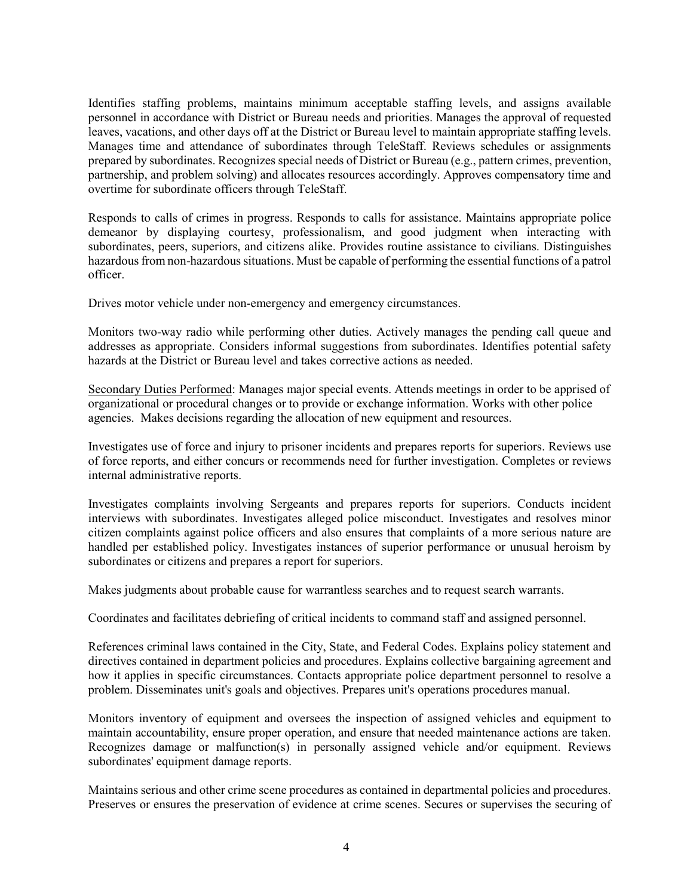Identifies staffing problems, maintains minimum acceptable staffing levels, and assigns available personnel in accordance with District or Bureau needs and priorities. Manages the approval of requested leaves, vacations, and other days off at the District or Bureau level to maintain appropriate staffing levels. Manages time and attendance of subordinates through TeleStaff. Reviews schedules or assignments prepared by subordinates. Recognizes special needs of District or Bureau (e.g., pattern crimes, prevention, partnership, and problem solving) and allocates resources accordingly. Approves compensatory time and overtime for subordinate officers through TeleStaff.

Responds to calls of crimes in progress. Responds to calls for assistance. Maintains appropriate police demeanor by displaying courtesy, professionalism, and good judgment when interacting with subordinates, peers, superiors, and citizens alike. Provides routine assistance to civilians. Distinguishes hazardous from non-hazardous situations. Must be capable of performing the essential functions of a patrol officer.

Drives motor vehicle under non-emergency and emergency circumstances.

Monitors two-way radio while performing other duties. Actively manages the pending call queue and addresses as appropriate. Considers informal suggestions from subordinates. Identifies potential safety hazards at the District or Bureau level and takes corrective actions as needed.

<u>Secondary Duties Performed</u>: Manages major special events. Attends meetings in order to be apprised of organizational or procedural changes or to provide or exchange information. Works with other police agencies. Makes decisions regarding the allocation of new equipment and resources.

Investigates use of force and injury to prisoner incidents and prepares reports for superiors. Reviews use of force reports, and either concurs or recommends need for further investigation. Completes or reviews internal administrative reports.

Investigates complaints involving Sergeants and prepares reports for superiors. Conducts incident interviews with subordinates. Investigates alleged police misconduct. Investigates and resolves minor citizen complaints against police officers and also ensures that complaints of a more serious nature are handled per established policy. Investigates instances of superior performance or unusual heroism by subordinates or citizens and prepares a report for superiors.

Makes judgments about probable cause for warrantless searches and to request search warrants.

Coordinates and facilitates debriefing of critical incidents to command staff and assigned personnel.

References criminal laws contained in the City, State, and Federal Codes. Explains policy statement and directives contained in department policies and procedures. Explains collective bargaining agreement and how it applies in specific circumstances. Contacts appropriate police department personnel to resolve a problem. Disseminates unit's goals and objectives. Prepares unit's operations procedures manual.

Monitors inventory of equipment and oversees the inspection of assigned vehicles and equipment to maintain accountability, ensure proper operation, and ensure that needed maintenance actions are taken. Recognizes damage or malfunction(s) in personally assigned vehicle and/or equipment. Reviews subordinates' equipment damage reports.

Maintains serious and other crime scene procedures as contained in departmental policies and procedures. Preserves or ensures the preservation of evidence at crime scenes. Secures or supervises the securing of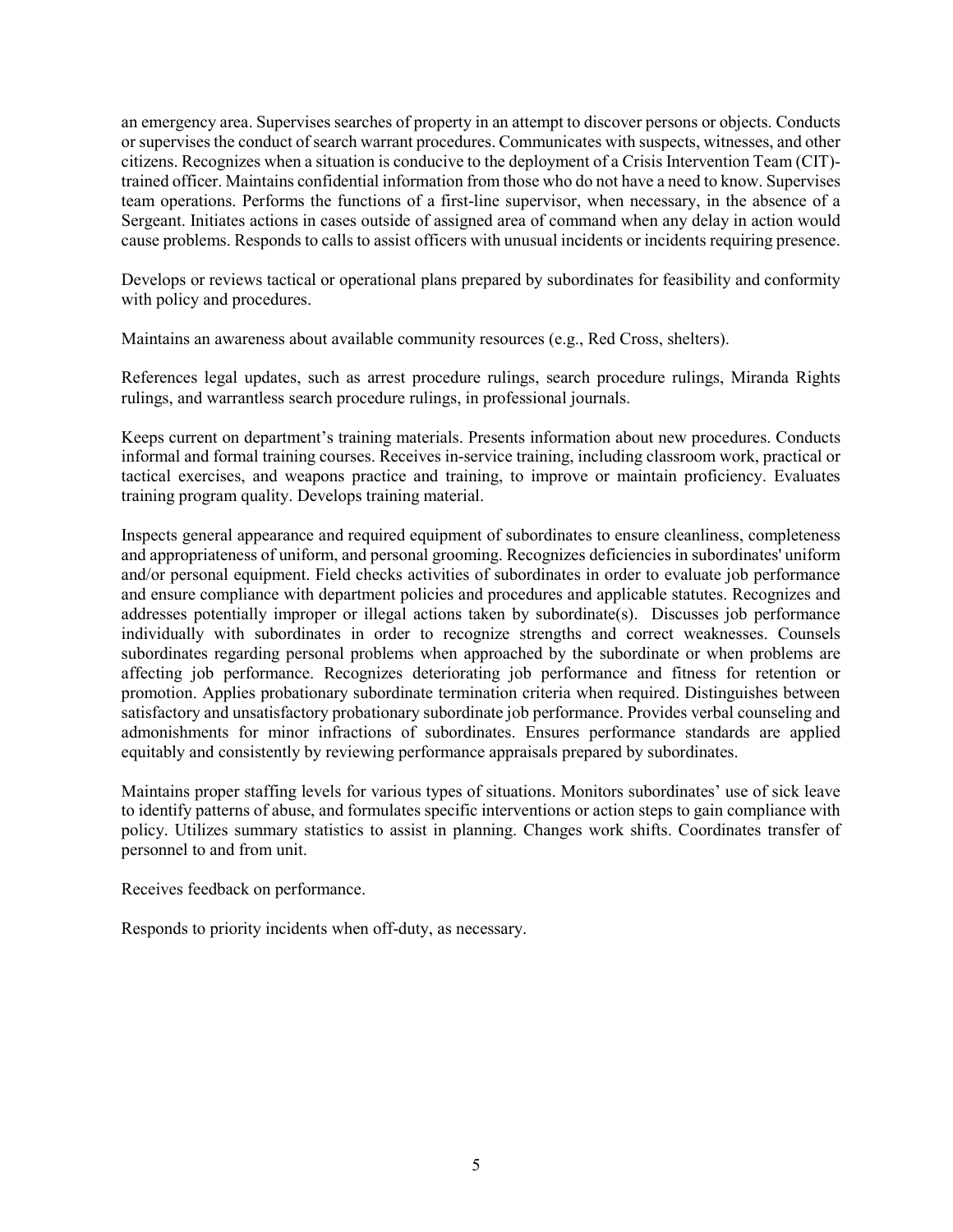an emergency area. Supervises searches of property in an attempt to discover persons or objects. Conducts or supervises the conduct of search warrant procedures. Communicates with suspects, witnesses, and other citizens. Recognizes when a situation is conducive to the deployment of a Crisis Intervention Team (CIT)-trained officer. Maintains confidential information from those who do not have a need to know. Supervises team operations. Performs the functions of a first-line supervisor, when necessary, in the absence of a Sergeant. Initiates actions in cases outside of assigned area of command when any delay in action would cause problems. Responds to calls to assist officers with unusual incidents or incidents requiring presence.

Develops or reviews tactical or operational plans prepared by subordinates for feasibility and conformity with policy and procedures.

Maintains an awareness about available community resources (e.g., Red Cross, shelters).

References legal updates, such as arrest procedure rulings, search procedure rulings, Miranda Rights rulings, and warrantless search procedure rulings, in professional journals.

Keeps current on department's training materials. Presents information about new procedures. Conducts informal and formal training courses. Receives in-service training, including classroom work, practical or tactical exercises, and weapons practice and training, to improve or maintain proficiency. Evaluates training program quality. Develops training material.

Inspects general appearance and required equipment of subordinates to ensure cleanliness, completeness and appropriateness of uniform, and personal grooming. Recognizes deficiencies in subordinates' uniform and/or personal equipment. Field checks activities of subordinates in order to evaluate job performance and ensure compliance with department policies and procedures and applicable statutes. Recognizes and addresses potentially improper or illegal actions taken by subordinate(s). Discusses job performance individually with subordinates in order to recognize strengths and correct weaknesses. Counsels subordinates regarding personal problems when approached by the subordinate or when problems are affecting job performance. Recognizes deteriorating job performance and fitness for retention or promotion. Applies probationary subordinate termination criteria when required. Distinguishes between satisfactory and unsatisfactory probationary subordinate job performance. Provides verbal counseling and admonishments for minor infractions of subordinates. Ensures performance standards are applied equitably and consistently by reviewing performance appraisals prepared by subordinates.

Maintains proper staffing levels for various types of situations. Monitors subordinates' use of sick leave to identify patterns of abuse, and formulates specific interventions or action steps to gain compliance with policy. Utilizes summary statistics to assist in planning. Changes work shifts. Coordinates transfer of personnel to and from unit.

Receives feedback on performance.

Responds to priority incidents when off-duty, as necessary.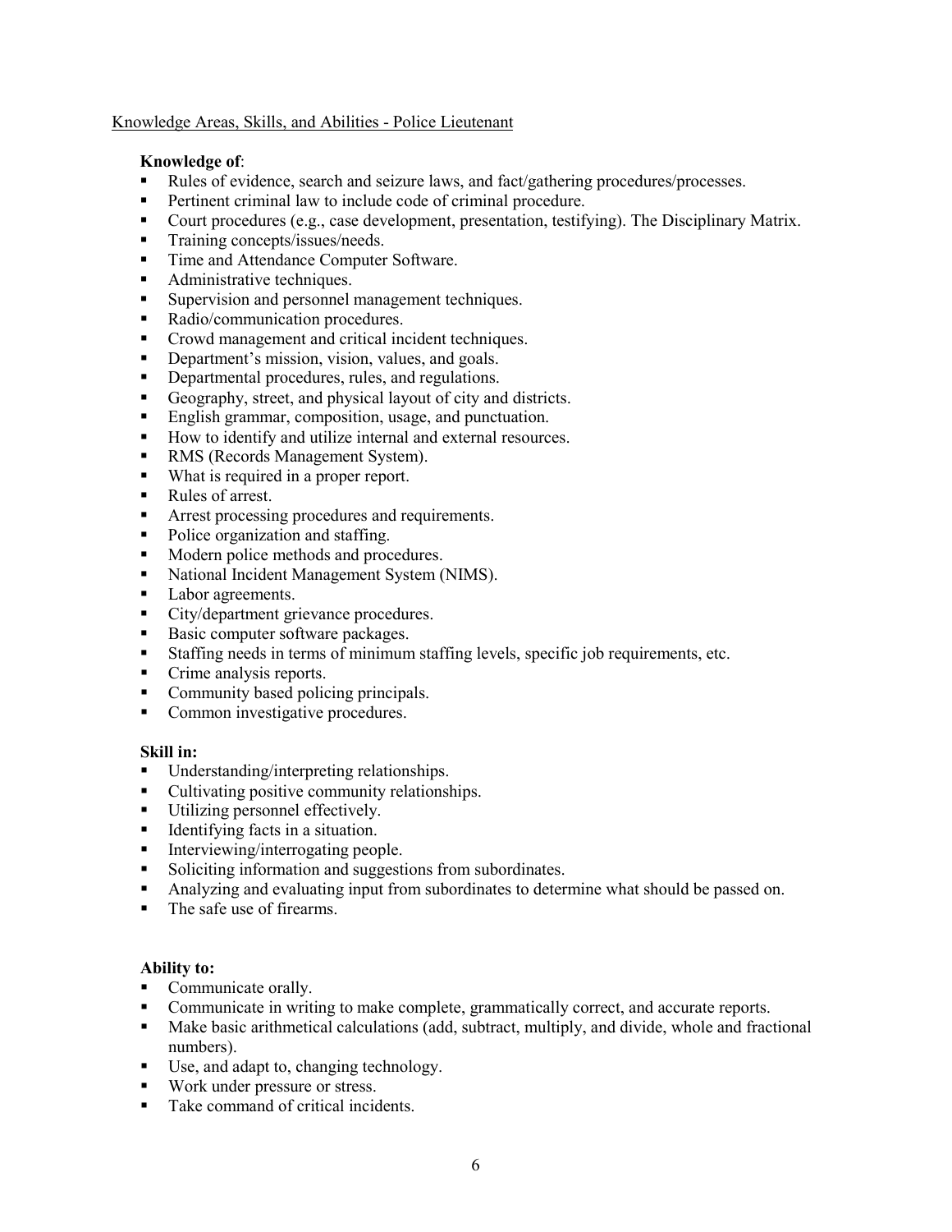Knowledge Areas, Skills, and Abilities - Police Lieutenant

**Knowledge of**:

- Rules of evidence, search and seizure laws, and fact/gathering procedures/processes.
- Pertinent criminal law to include code of criminal procedure.
- Court procedures (e.g., case development, presentation, testifying). The Disciplinary Matrix.
- Training concepts/issues/needs.
- Time and Attendance Computer Software.
- Administrative techniques.
- Supervision and personnel management techniques.
- Radio/communication procedures.
- Crowd management and critical incident techniques.
- Department's mission, vision, values, and goals.
- Departmental procedures, rules, and regulations.
- Geography, street, and physical layout of city and districts.
- English grammar, composition, usage, and punctuation.
- How to identify and utilize internal and external resources.
- RMS (Records Management System).
- What is required in a proper report.
- Rules of arrest.
- Arrest processing procedures and requirements.
- Police organization and staffing.
- Modern police methods and procedures.
- National Incident Management System (NIMS).
- Labor agreements.
- City/department grievance procedures.
- Basic computer software packages.
- Staffing needs in terms of minimum staffing levels, specific job requirements, etc.
- Crime analysis reports.
- Community based policing principals.
- Common investigative procedures.

**Skill in:**

- Understanding/interpreting relationships.
- Cultivating positive community relationships.
- Utilizing personnel effectively.
- Identifying facts in a situation.
- Interviewing/interrogating people.
- Soliciting information and suggestions from subordinates.
- Analyzing and evaluating input from subordinates to determine what should be passed on.
- The safe use of firearms.

**Ability to:**

- Communicate orally.
- Communicate in writing to make complete, grammatically correct, and accurate reports.
- Make basic arithmetical calculations (add, subtract, multiply, and divide, whole and fractional numbers).
- Use, and adapt to, changing technology.
- Work under pressure or stress.
- Take command of critical incidents.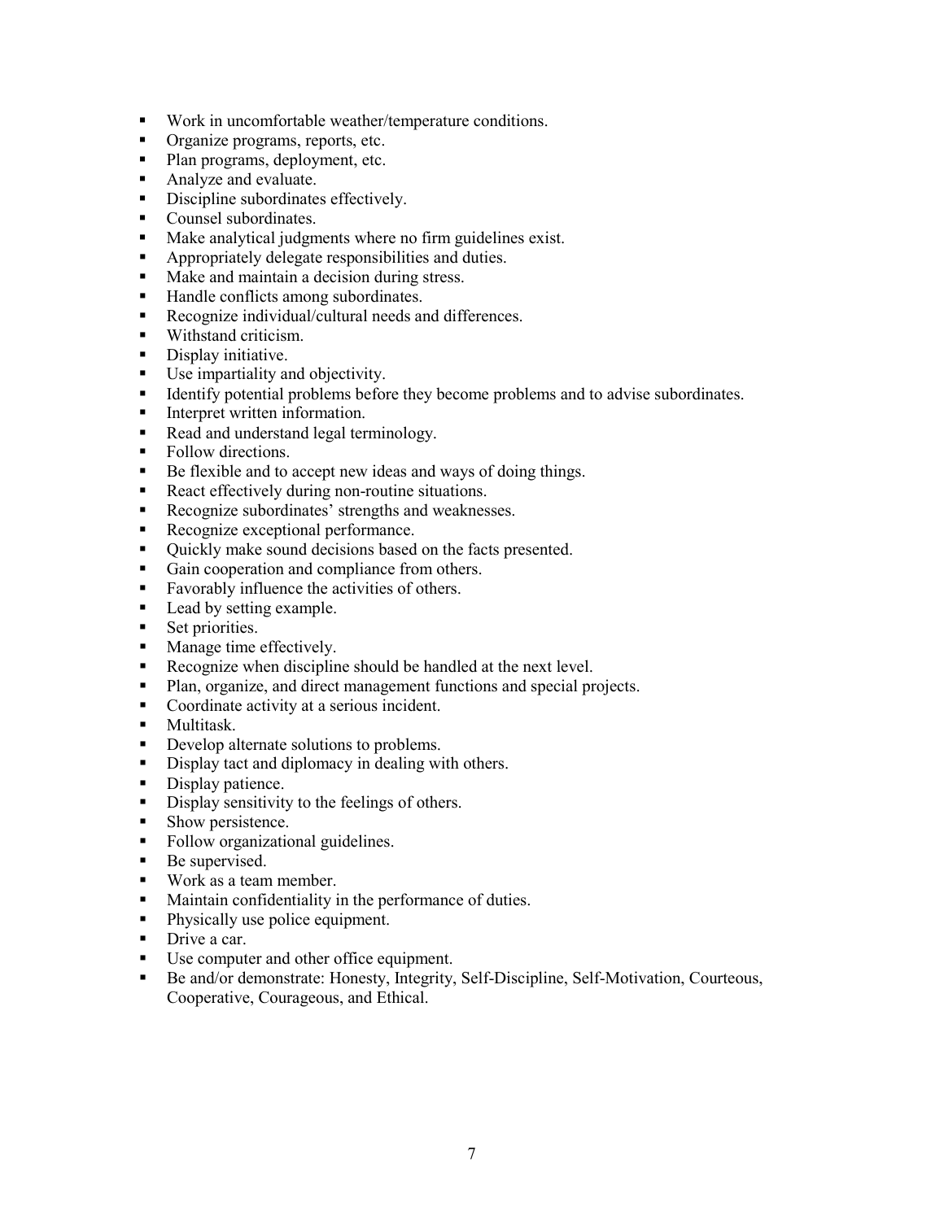- Work in uncomfortable weather/temperature conditions.
- Organize programs, reports, etc.
- Plan programs, deployment, etc.
- Analyze and evaluate.
- Discipline subordinates effectively.
- Counsel subordinates.
- Make analytical judgments where no firm guidelines exist.
- Appropriately delegate responsibilities and duties.
- Make and maintain a decision during stress.
- Handle conflicts among subordinates.
- Recognize individual/cultural needs and differences.
- Withstand criticism.
- Display initiative.
- Use impartiality and objectivity.
- Identify potential problems before they become problems and to advise subordinates.
- Interpret written information.
- Read and understand legal terminology.
- Follow directions.
- Be flexible and to accept new ideas and ways of doing things.
- React effectively during non-routine situations.
- Recognize subordinates' strengths and weaknesses.
- Recognize exceptional performance.
- Quickly make sound decisions based on the facts presented.
- Gain cooperation and compliance from others.
- Favorably influence the activities of others.
- Lead by setting example.
- Set priorities.
- Manage time effectively.
- Recognize when discipline should be handled at the next level.
- Plan, organize, and direct management functions and special projects.
- Coordinate activity at a serious incident.
- Multitask.
- Develop alternate solutions to problems.
- Display tact and diplomacy in dealing with others.
- Display patience.
- Display sensitivity to the feelings of others.
- Show persistence.
- Follow organizational guidelines.
- Be supervised.
- Work as a team member.
- Maintain confidentiality in the performance of duties.
- Physically use police equipment.
- Drive a car.
- Use computer and other office equipment.
- Be and/or demonstrate: Honesty, Integrity, Self-Discipline, Self-Motivation, Courteous, Cooperative, Courageous, and Ethical.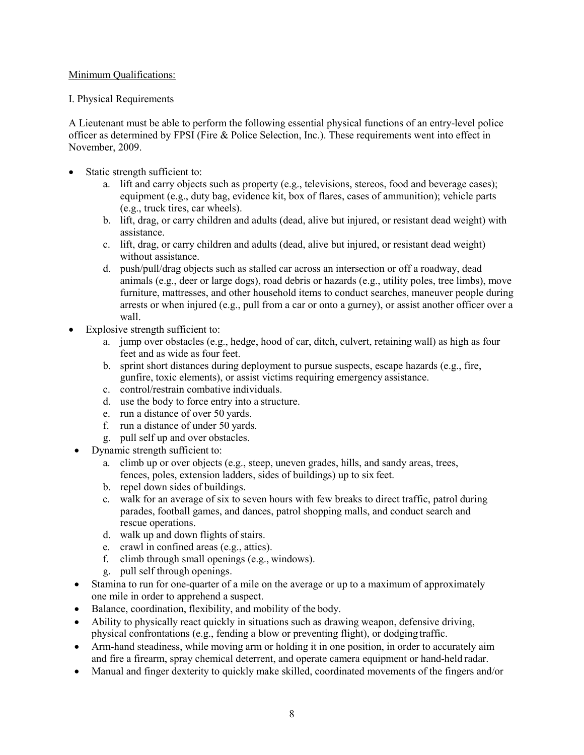Minimum Qualifications:

I. Physical Requirements

A Lieutenant must be able to perform the following essential physical functions of an entry-level police officer as determined by FPSI (Fire & Police Selection, Inc.). These requirements went into effect in November, 2009.

- Static strength sufficient to:
    a. lift and carry objects such as property (e.g., televisions, stereos, food and beverage cases); equipment (e.g., duty bag, evidence kit, box of flares, cases of ammunition); vehicle parts (e.g., truck tires, car wheels).
    b. lift, drag, or carry children and adults (dead, alive but injured, or resistant dead weight) with assistance.
    c. lift, drag, or carry children and adults (dead, alive but injured, or resistant dead weight) without assistance.
    d. push/pull/drag objects such as stalled car across an intersection or off a roadway, dead animals (e.g., deer or large dogs), road debris or hazards (e.g., utility poles, tree limbs), move furniture, mattresses, and other household items to conduct searches, maneuver people during arrests or when injured (e.g., pull from a car or onto a gurney), or assist another officer over a wall.
- Explosive strength sufficient to:
    a. jump over obstacles (e.g., hedge, hood of car, ditch, culvert, retaining wall) as high as four feet and as wide as four feet.
    b. sprint short distances during deployment to pursue suspects, escape hazards (e.g., fire, gunfire, toxic elements), or assist victims requiring emergency assistance.
    c. control/restrain combative individuals.
    d. use the body to force entry into a structure.
    e. run a distance of over 50 yards.
    f. run a distance of under 50 yards.
    g. pull self up and over obstacles.
- Dynamic strength sufficient to:
    a. climb up or over objects (e.g., steep, uneven grades, hills, and sandy areas, trees, fences, poles, extension ladders, sides of buildings) up to six feet.
    b. repel down sides of buildings.
    c. walk for an average of six to seven hours with few breaks to direct traffic, patrol during parades, football games, and dances, patrol shopping malls, and conduct search and rescue operations.
    d. walk up and down flights of stairs.
    e. crawl in confined areas (e.g., attics).
    f. climb through small openings (e.g., windows).
    g. pull self through openings.
- Stamina to run for one-quarter of a mile on the average or up to a maximum of approximately one mile in order to apprehend a suspect.
- Balance, coordination, flexibility, and mobility of the body.
- Ability to physically react quickly in situations such as drawing weapon, defensive driving, physical confrontations (e.g., fending a blow or preventing flight), or dodging traffic.
- Arm-hand steadiness, while moving arm or holding it in one position, in order to accurately aim and fire a firearm, spray chemical deterrent, and operate camera equipment or hand-held radar.
- Manual and finger dexterity to quickly make skilled, coordinated movements of the fingers and/or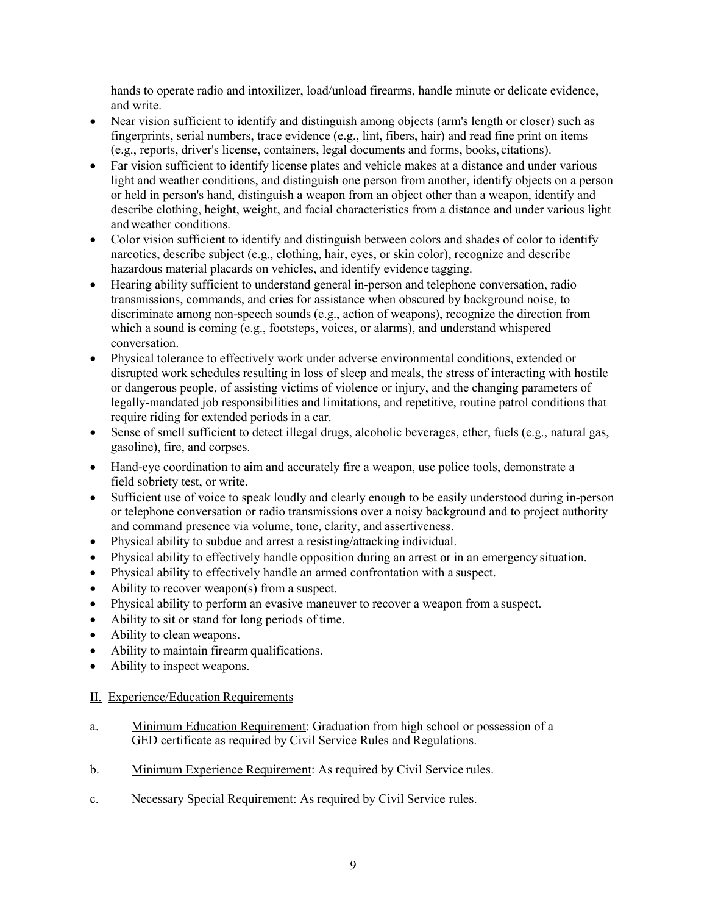hands to operate radio and intoxilizer, load/unload firearms, handle minute or delicate evidence, and write.

- Near vision sufficient to identify and distinguish among objects (arm's length or closer) such as fingerprints, serial numbers, trace evidence (e.g., lint, fibers, hair) and read fine print on items (e.g., reports, driver's license, containers, legal documents and forms, books, citations).
- Far vision sufficient to identify license plates and vehicle makes at a distance and under various light and weather conditions, and distinguish one person from another, identify objects on a person or held in person's hand, distinguish a weapon from an object other than a weapon, identify and describe clothing, height, weight, and facial characteristics from a distance and under various light and weather conditions.
- Color vision sufficient to identify and distinguish between colors and shades of color to identify narcotics, describe subject (e.g., clothing, hair, eyes, or skin color), recognize and describe hazardous material placards on vehicles, and identify evidence tagging.
- Hearing ability sufficient to understand general in-person and telephone conversation, radio transmissions, commands, and cries for assistance when obscured by background noise, to discriminate among non-speech sounds (e.g., action of weapons), recognize the direction from which a sound is coming (e.g., footsteps, voices, or alarms), and understand whispered conversation.
- Physical tolerance to effectively work under adverse environmental conditions, extended or disrupted work schedules resulting in loss of sleep and meals, the stress of interacting with hostile or dangerous people, of assisting victims of violence or injury, and the changing parameters of legally-mandated job responsibilities and limitations, and repetitive, routine patrol conditions that require riding for extended periods in a car.
- Sense of smell sufficient to detect illegal drugs, alcoholic beverages, ether, fuels (e.g., natural gas, gasoline), fire, and corpses.
- Hand-eye coordination to aim and accurately fire a weapon, use police tools, demonstrate a field sobriety test, or write.
- Sufficient use of voice to speak loudly and clearly enough to be easily understood during in-person or telephone conversation or radio transmissions over a noisy background and to project authority and command presence via volume, tone, clarity, and assertiveness.
- Physical ability to subdue and arrest a resisting/attacking individual.
- Physical ability to effectively handle opposition during an arrest or in an emergency situation.
- Physical ability to effectively handle an armed confrontation with a suspect.
- Ability to recover weapon(s) from a suspect.
- Physical ability to perform an evasive maneuver to recover a weapon from a suspect.
- Ability to sit or stand for long periods of time.
- Ability to clean weapons.
- Ability to maintain firearm qualifications.
- Ability to inspect weapons.

## II. Experience/Education Requirements

a. Minimum Education Requirement: Graduation from high school or possession of a GED certificate as required by Civil Service Rules and Regulations.

b. Minimum Experience Requirement: As required by Civil Service rules.

c. Necessary Special Requirement: As required by Civil Service rules.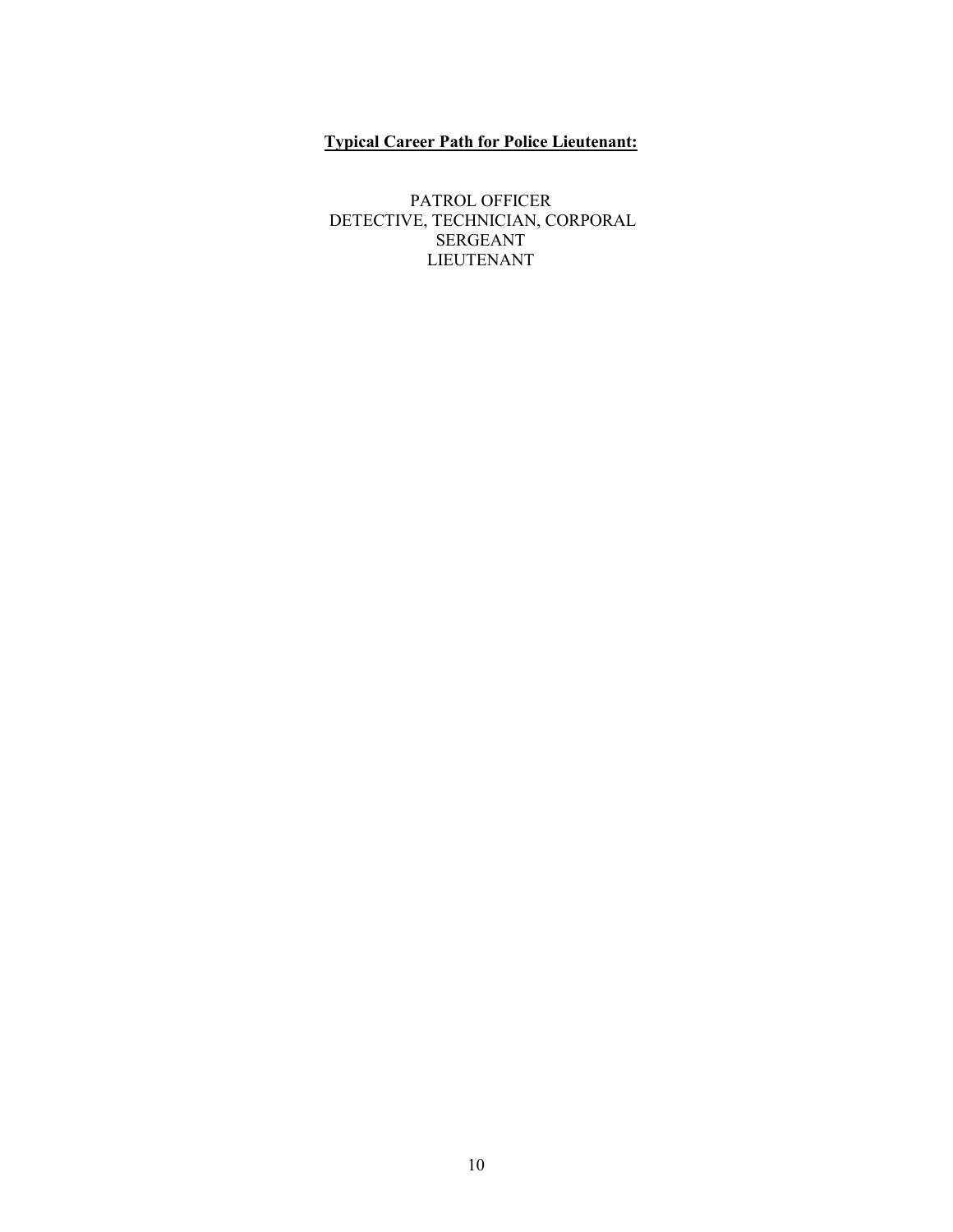**Typical Career Path for Police Lieutenant:**

PATROL OFFICER
DETECTIVE, TECHNICIAN, CORPORAL
SERGEANT
LIEUTENANT